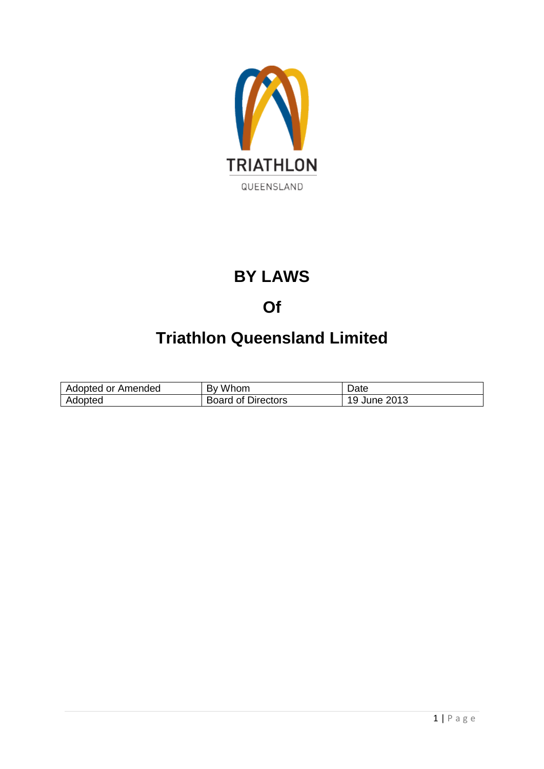TRIATHLON

QUEENSLAND

# BY LAWS

# Of

# Triathlon Queensland Limited

| Adopted or Amended | By Whom | Date |
| --- | --- | --- |
| Adopted | Board of Directors | 19 June 2013 |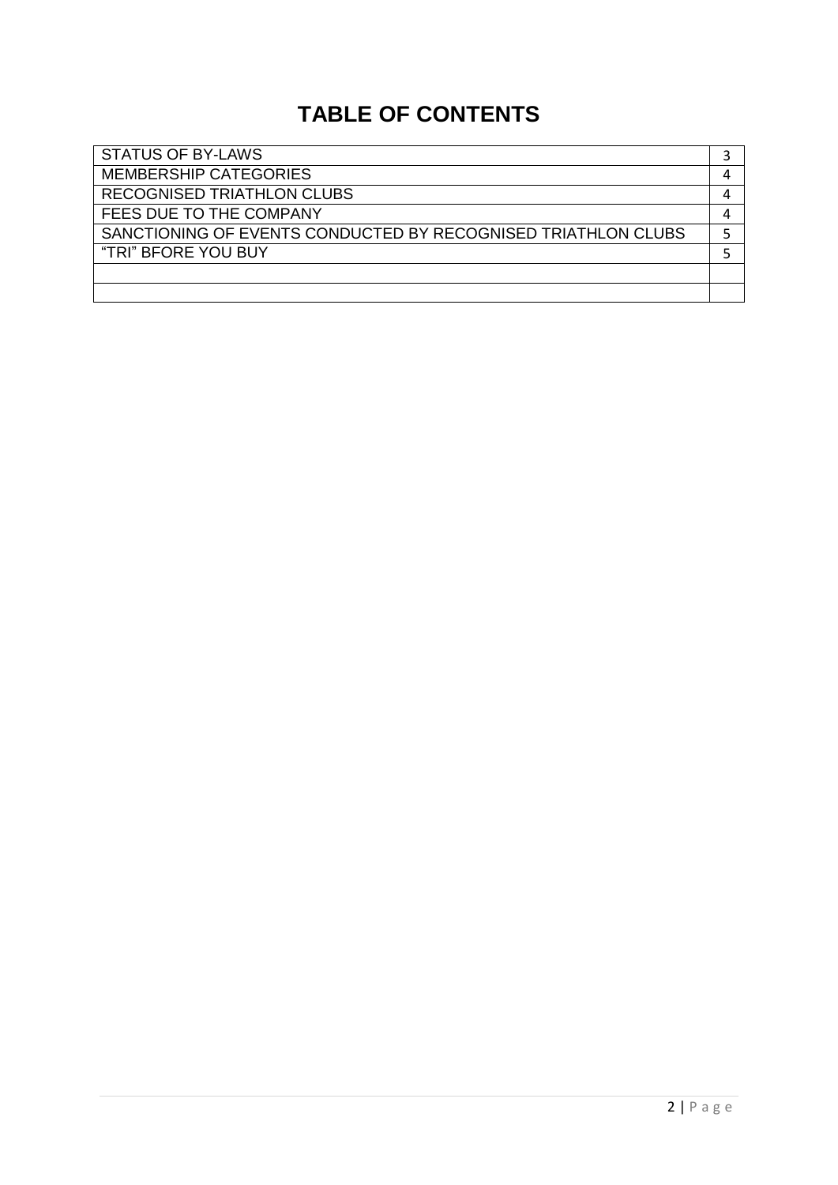# TABLE OF CONTENTS

| | |
|---|---|
| STATUS OF BY-LAWS | 3 |
| MEMBERSHIP CATEGORIES | 4 |
| RECOGNISED TRIATHLON CLUBS | 4 |
| FEES DUE TO THE COMPANY | 4 |
| SANCTIONING OF EVENTS CONDUCTED BY RECOGNISED TRIATHLON CLUBS | 5 |
| "TRI" BFORE YOU BUY | 5 |
| | |
| | |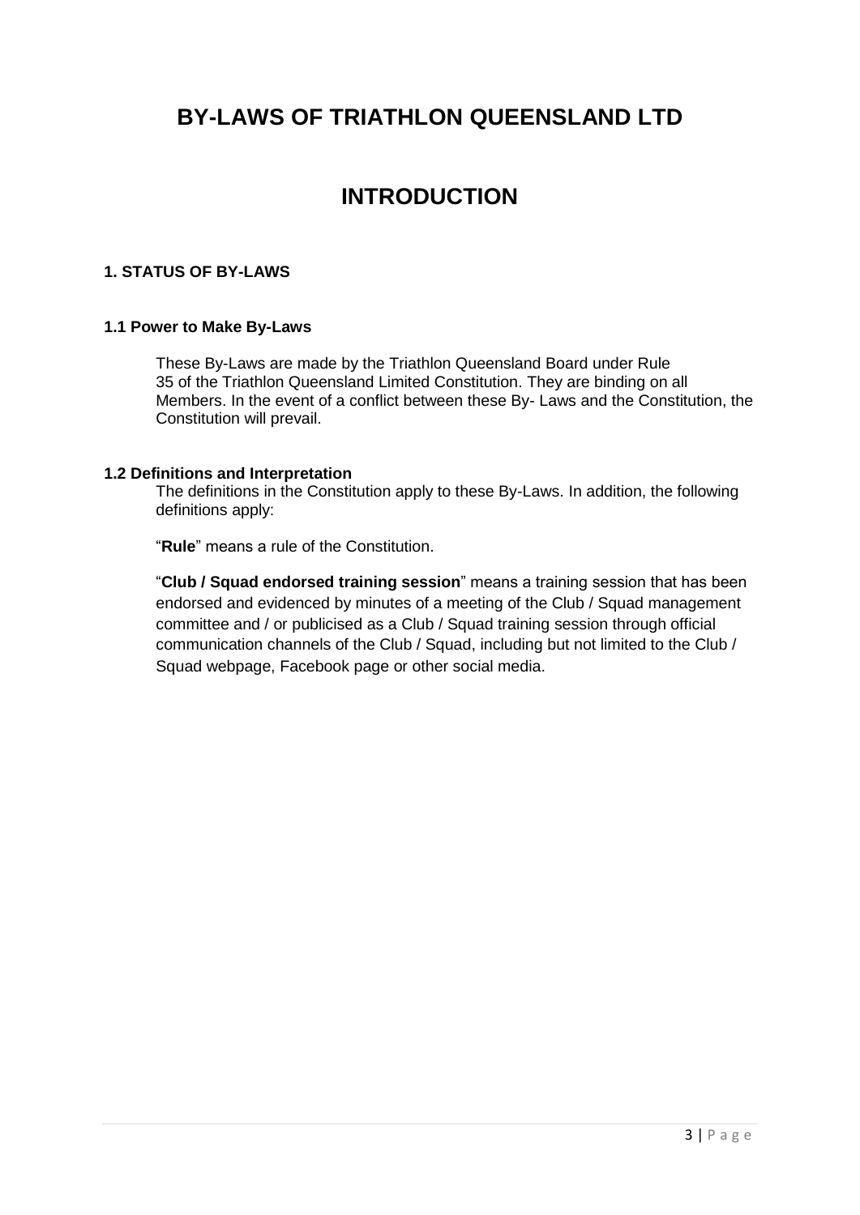# BY-LAWS OF TRIATHLON QUEENSLAND LTD

# INTRODUCTION

### 1. STATUS OF BY-LAWS

#### 1.1 Power to Make By-Laws

These By-Laws are made by the Triathlon Queensland Board under Rule 35 of the Triathlon Queensland Limited Constitution. They are binding on all Members. In the event of a conflict between these By- Laws and the Constitution, the Constitution will prevail.

#### 1.2 Definitions and Interpretation

The definitions in the Constitution apply to these By-Laws. In addition, the following definitions apply:

"**Rule**" means a rule of the Constitution.

"**Club / Squad endorsed training session**" means a training session that has been endorsed and evidenced by minutes of a meeting of the Club / Squad management committee and / or publicised as a Club / Squad training session through official communication channels of the Club / Squad, including but not limited to the Club / Squad webpage, Facebook page or other social media.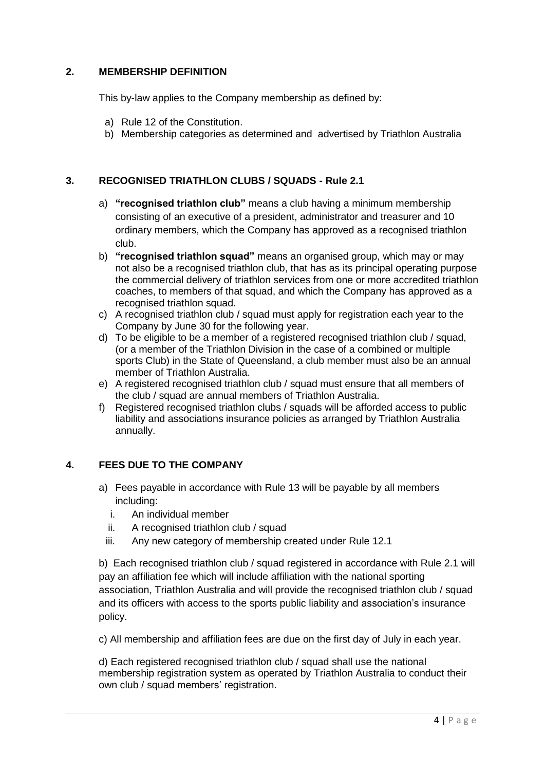## 2. MEMBERSHIP DEFINITION

This by-law applies to the Company membership as defined by:

a) Rule 12 of the Constitution.
b) Membership categories as determined and advertised by Triathlon Australia

## 3. RECOGNISED TRIATHLON CLUBS / SQUADS - Rule 2.1

a) **"recognised triathlon club"** means a club having a minimum membership consisting of an executive of a president, administrator and treasurer and 10 ordinary members, which the Company has approved as a recognised triathlon club.
b) **"recognised triathlon squad"** means an organised group, which may or may not also be a recognised triathlon club, that has as its principal operating purpose the commercial delivery of triathlon services from one or more accredited triathlon coaches, to members of that squad, and which the Company has approved as a recognised triathlon squad.
c) A recognised triathlon club / squad must apply for registration each year to the Company by June 30 for the following year.
d) To be eligible to be a member of a registered recognised triathlon club / squad, (or a member of the Triathlon Division in the case of a combined or multiple sports Club) in the State of Queensland, a club member must also be an annual member of Triathlon Australia.
e) A registered recognised triathlon club / squad must ensure that all members of the club / squad are annual members of Triathlon Australia.
f) Registered recognised triathlon clubs / squads will be afforded access to public liability and associations insurance policies as arranged by Triathlon Australia annually.

## 4. FEES DUE TO THE COMPANY

a) Fees payable in accordance with Rule 13 will be payable by all members including:
   i. An individual member
   ii. A recognised triathlon club / squad
   iii. Any new category of membership created under Rule 12.1

b) Each recognised triathlon club / squad registered in accordance with Rule 2.1 will pay an affiliation fee which will include affiliation with the national sporting association, Triathlon Australia and will provide the recognised triathlon club / squad and its officers with access to the sports public liability and association's insurance policy.

c) All membership and affiliation fees are due on the first day of July in each year.

d) Each registered recognised triathlon club / squad shall use the national membership registration system as operated by Triathlon Australia to conduct their own club / squad members' registration.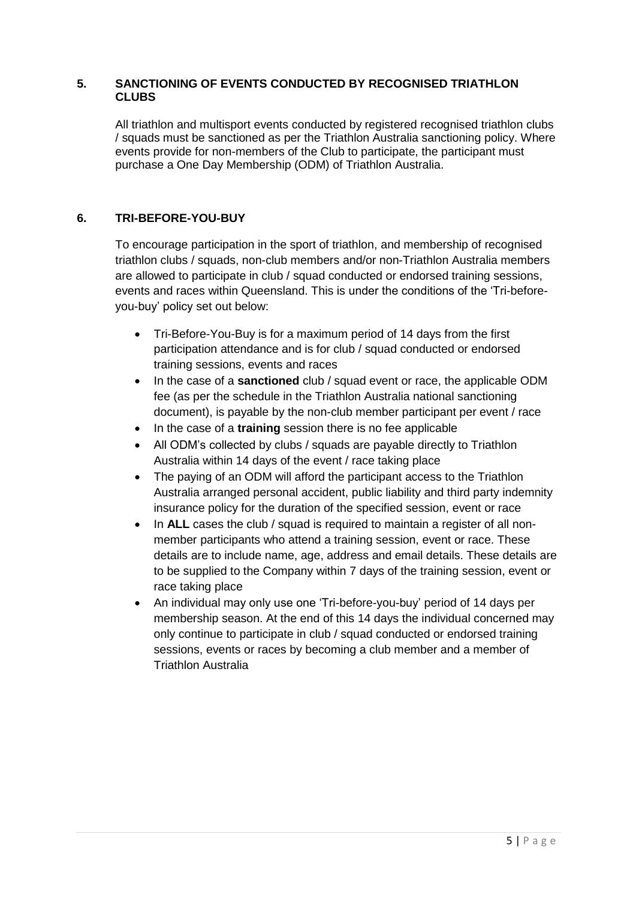## 5. SANCTIONING OF EVENTS CONDUCTED BY RECOGNISED TRIATHLON CLUBS

All triathlon and multisport events conducted by registered recognised triathlon clubs / squads must be sanctioned as per the Triathlon Australia sanctioning policy. Where events provide for non-members of the Club to participate, the participant must purchase a One Day Membership (ODM) of Triathlon Australia.

## 6. TRI-BEFORE-YOU-BUY

To encourage participation in the sport of triathlon, and membership of recognised triathlon clubs / squads, non-club members and/or non-Triathlon Australia members are allowed to participate in club / squad conducted or endorsed training sessions, events and races within Queensland. This is under the conditions of the 'Tri-before-you-buy' policy set out below:

- Tri-Before-You-Buy is for a maximum period of 14 days from the first participation attendance and is for club / squad conducted or endorsed training sessions, events and races
- In the case of a **sanctioned** club / squad event or race, the applicable ODM fee (as per the schedule in the Triathlon Australia national sanctioning document), is payable by the non-club member participant per event / race
- In the case of a **training** session there is no fee applicable
- All ODM's collected by clubs / squads are payable directly to Triathlon Australia within 14 days of the event / race taking place
- The paying of an ODM will afford the participant access to the Triathlon Australia arranged personal accident, public liability and third party indemnity insurance policy for the duration of the specified session, event or race
- In **ALL** cases the club / squad is required to maintain a register of all non-member participants who attend a training session, event or race. These details are to include name, age, address and email details. These details are to be supplied to the Company within 7 days of the training session, event or race taking place
- An individual may only use one 'Tri-before-you-buy' period of 14 days per membership season. At the end of this 14 days the individual concerned may only continue to participate in club / squad conducted or endorsed training sessions, events or races by becoming a club member and a member of Triathlon Australia